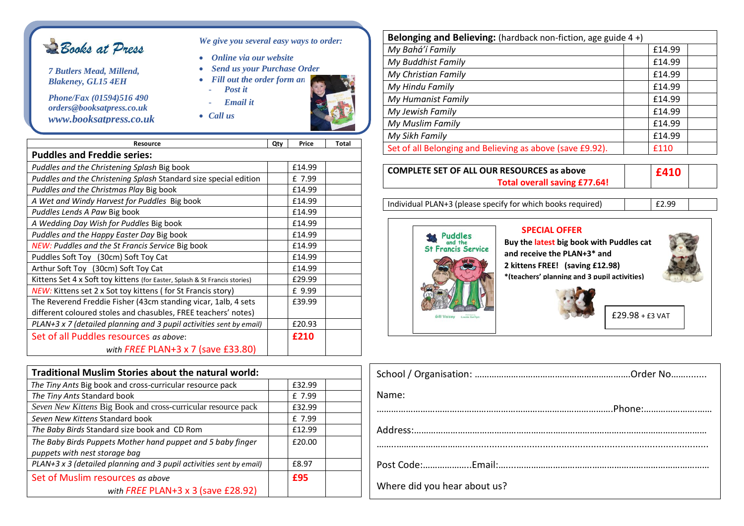# Books at Press

*7 Butlers Mead, Millend, Blakeney, GL15 4EH*

*Phone/Fax (01594)516 490*
*orders@booksatpress.co.uk*
*www.booksatpress.co.uk*

*We give you several easy ways to order:*

- *Online via our website*
- *Send us your Purchase Order*
- *Fill out the order form an*
  - *Post it*
  - *Email it*
- *Call us*

| Resource | Qty | Price | Total |
|---|---|---|---|
| **Puddles and Freddie series:** | | | |
| *Puddles and the Christening Splash* Big book | | £14.99 | |
| *Puddles and the Christening Splash* Standard size special edition | | £ 7.99 | |
| *Puddles and the Christmas Play* Big book | | £14.99 | |
| *A Wet and Windy Harvest for Puddles* Big book | | £14.99 | |
| *Puddles Lends A Paw* Big book | | £14.99 | |
| *A Wedding Day Wish for Puddles* Big book | | £14.99 | |
| *Puddles and the Happy Easter Day* Big book | | £14.99 | |
| *NEW: Puddles and the St Francis Service* Big book | | £14.99 | |
| Puddles Soft Toy (30cm) Soft Toy Cat | | £14.99 | |
| Arthur Soft Toy (30cm) Soft Toy Cat | | £14.99 | |
| Kittens Set 4 x Soft toy kittens (for Easter, Splash & St Francis stories) | | £29.99 | |
| *NEW:* Kittens set 2 x Sot toy kittens ( for St Francis story) | | £ 9.99 | |
| The Reverend Freddie Fisher (43cm standing vicar, 1alb, 4 sets different coloured stoles and chasubles, FREE teachers' notes) | | £39.99 | |
| *PLAN+3 x 7 (detailed planning and 3 pupil activities sent by email)* | | £20.93 | |
| Set of all Puddles resources *as above*: *with FREE* PLAN+3 x 7 (save £33.80) | | **£210** | |

| | | | |
|---|---|---|---|
| **Traditional Muslim Stories about the natural world:** | | | |
| *The Tiny Ants* Big book and cross-curricular resource pack | | £32.99 | |
| *The Tiny Ants* Standard book | | £ 7.99 | |
| *Seven New Kittens* Big Book and cross-curricular resource pack | | £32.99 | |
| *Seven New Kittens* Standard book | | £ 7.99 | |
| *The Baby Birds* Standard size book and CD Rom | | £12.99 | |
| *The Baby Birds Puppets Mother hand puppet and 5 baby finger puppets with nest storage bag* | | £20.00 | |
| *PLAN+3 x 3 (detailed planning and 3 pupil activities sent by email)* | | £8.97 | |
| Set of Muslim resources *as above* *with FREE* PLAN+3 x 3 (save £28.92) | | **£95** | |

| | | | |
|---|---|---|---|
| **Belonging and Believing:** (hardback non-fiction, age guide 4 +) | | | |
| *My Bahá'í Family* | | £14.99 | |
| *My Buddhist Family* | | £14.99 | |
| *My Christian Family* | | £14.99 | |
| *My Hindu Family* | | £14.99 | |
| *My Humanist Family* | | £14.99 | |
| *My Jewish Family* | | £14.99 | |
| *My Muslim Family* | | £14.99 | |
| *My Sikh Family* | | £14.99 | |
| Set of all Belonging and Believing as above (save £9.92). | | £110 | |

| | | | |
|---|---|---|---|
| **COMPLETE SET OF ALL OUR RESOURCES as above** **Total overall saving £77.64!** | | **£410** | |

| | | | |
|---|---|---|---|
| Individual PLAN+3 (please specify for which books required) | | £2.99 | |

**SPECIAL OFFER**

**Buy the latest big book with Puddles cat and receive the PLAN+3\* and 2 kittens FREE! (saving £12.98)**
**\*(teachers' planning and 3 pupil activities)**

£29.98 + £3 VAT

School / Organisation: ……………………………………………………Order No…..........

Name:
…………………………………………………………………………….Phone:………………………

Address:……………………………………………………………………………………………
…..........................................................................................................................

Post Code:………………..Email:…………………………………………………………………

Where did you hear about us?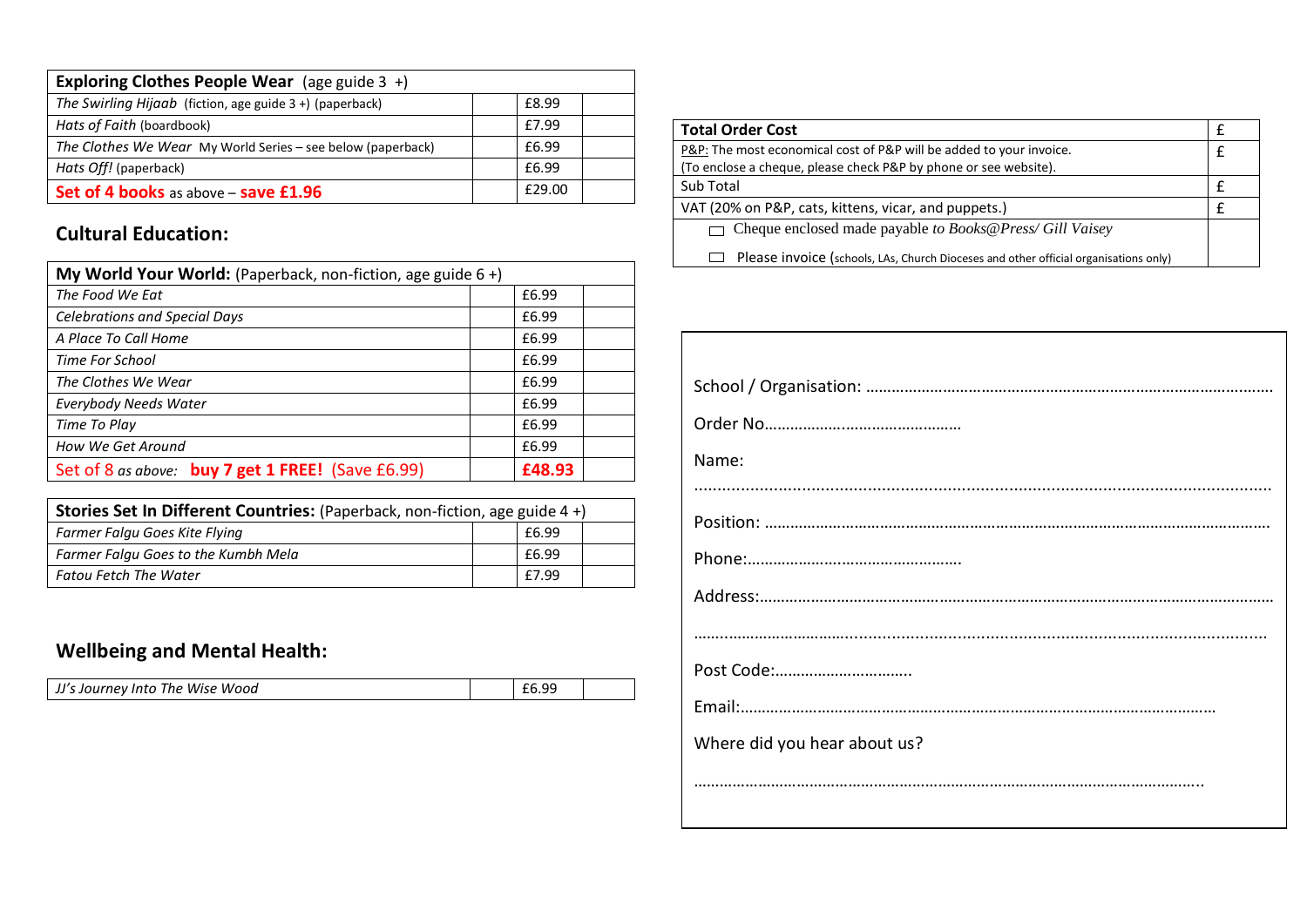| **Exploring Clothes People Wear** (age guide 3 +) | | | |
|---|---|---|---|
| *The Swirling Hijaab* (fiction, age guide 3 +) (paperback) | | £8.99 | |
| *Hats of Faith* (boardbook) | | £7.99 | |
| *The Clothes We Wear* My World Series – see below (paperback) | | £6.99 | |
| *Hats Off!* (paperback) | | £6.99 | |
| **Set of 4 books** as above – **save £1.96** | | £29.00 | |

## Cultural Education:

| **My World Your World:** (Paperback, non-fiction, age guide 6 +) | | | |
|---|---|---|---|
| *The Food We Eat* | | £6.99 | |
| *Celebrations and Special Days* | | £6.99 | |
| *A Place To Call Home* | | £6.99 | |
| *Time For School* | | £6.99 | |
| *The Clothes We Wear* | | £6.99 | |
| *Everybody Needs Water* | | £6.99 | |
| *Time To Play* | | £6.99 | |
| *How We Get Around* | | £6.99 | |
| Set of 8 *as above:* **buy 7 get 1 FREE!** (Save £6.99) | | **£48.93** | |

| **Stories Set In Different Countries:** (Paperback, non-fiction, age guide 4 +) | | | |
|---|---|---|---|
| *Farmer Falgu Goes Kite Flying* | | £6.99 | |
| *Farmer Falgu Goes to the Kumbh Mela* | | £6.99 | |
| *Fatou Fetch The Water* | | £7.99 | |

## Wellbeing and Mental Health:

| *JJ's Journey Into The Wise Wood* | | £6.99 | |
|---|---|---|---|

| **Total Order Cost** | £ |
|---|---|
| P&P: The most economical cost of P&P will be added to your invoice. (To enclose a cheque, please check P&P by phone or see website). | £ |
| Sub Total | £ |
| VAT (20% on P&P, cats, kittens, vicar, and puppets.) | £ |
| ☐ Cheque enclosed made payable *to Books@Press/ Gill Vaisey* ☐ Please invoice (schools, LAs, Church Dioceses and other official organisations only) | |

School / Organisation: …………………………………………………………………………………

Order No………………………………………

Name:

……………………………………………………………………………………………………………

Position: ………………………………………………………………………………………………

Phone:…………………………………………

Address:………………………………………………………………………………………………

……………………………………………………………………………………………………………

Post Code:……………………………

Email:…………………………………………………………………………………………

Where did you hear about us?

…………………………………………………………………………………………………………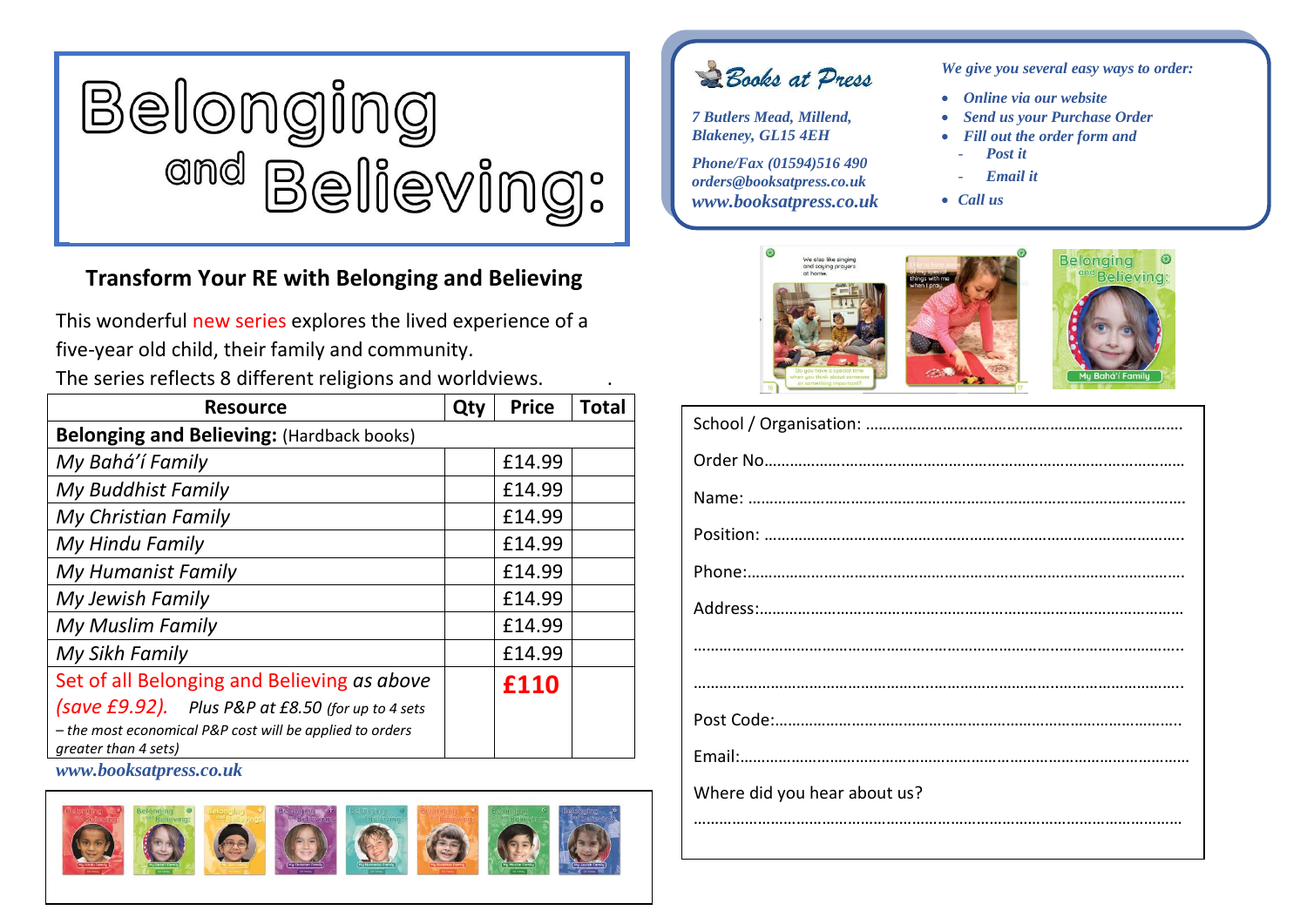# Belonging and Believing:

## Transform Your RE with Belonging and Believing

This wonderful new series explores the lived experience of a five-year old child, their family and community.

The series reflects 8 different religions and worldviews.

| Resource | Qty | Price | Total |
|---|---|---|---|
| **Belonging and Believing:** (Hardback books) | | | |
| *My Bahá'í Family* | | £14.99 | |
| *My Buddhist Family* | | £14.99 | |
| *My Christian Family* | | £14.99 | |
| *My Hindu Family* | | £14.99 | |
| *My Humanist Family* | | £14.99 | |
| *My Jewish Family* | | £14.99 | |
| *My Muslim Family* | | £14.99 | |
| *My Sikh Family* | | £14.99 | |
| Set of all Belonging and Believing *as above (save £9.92).* *Plus P&P at £8.50 (for up to 4 sets – the most economical P&P cost will be applied to orders greater than 4 sets)* | | **£110** | |

*www.booksatpress.co.uk*

**Books at Press**

*7 Butlers Mead, Millend, Blakeney, GL15 4EH*

*Phone/Fax (01594)516 490*
*orders@booksatpress.co.uk*
*www.booksatpress.co.uk*

*We give you several easy ways to order:*

- *Online via our website*
- *Send us your Purchase Order*
- *Fill out the order form and*
  - *Post it*
  - *Email it*
- *Call us*

School / Organisation: ……………………………………………………………

Order No……………………………………………………………………………

Name: ………………………………………………………………………………

Position: ……………………………………………………………………………

Phone:………………………………………………………………………………

Address:……………………………………………………………………………

……………………………………………………………………………………………

……………………………………………………………………………………………

Post Code:…………………………………………………………………………

Email:………………………………………………………………………………

Where did you hear about us?

……………………………………………………………………………………………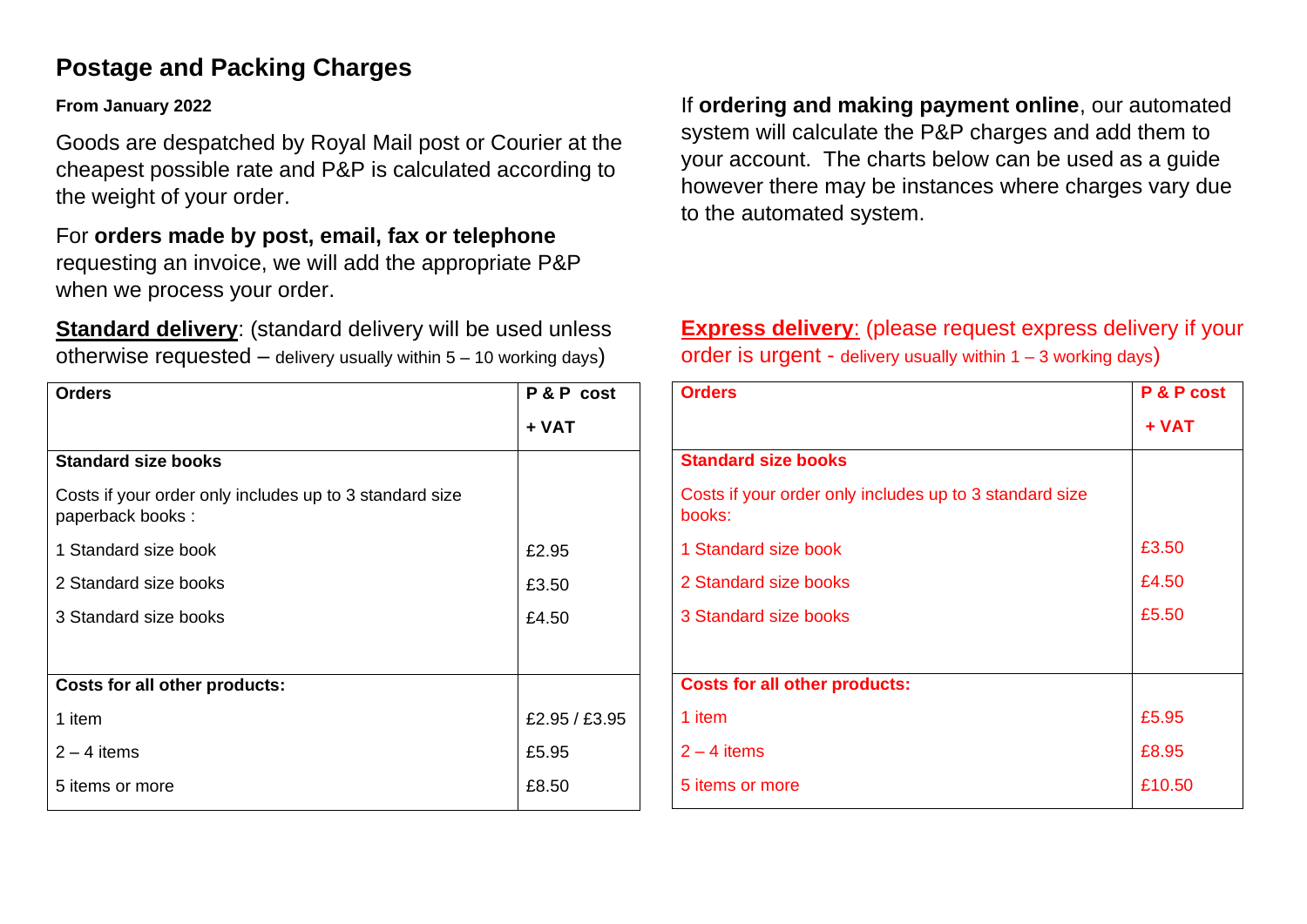## Postage and Packing Charges

**From January 2022**

Goods are despatched by Royal Mail post or Courier at the cheapest possible rate and P&P is calculated according to the weight of your order.

For **orders made by post, email, fax or telephone** requesting an invoice, we will add the appropriate P&P when we process your order.

**Standard delivery**: (standard delivery will be used unless otherwise requested – delivery usually within 5 – 10 working days)

| Orders | P & P cost + VAT |
|---|---|
| **Standard size books** | |
| Costs if your order only includes up to 3 standard size paperback books : | |
| 1 Standard size book | £2.95 |
| 2 Standard size books | £3.50 |
| 3 Standard size books | £4.50 |
| **Costs for all other products:** | |
| 1 item | £2.95 / £3.95 |
| 2 – 4 items | £5.95 |
| 5 items or more | £8.50 |

If **ordering and making payment online**, our automated system will calculate the P&P charges and add them to your account. The charts below can be used as a guide however there may be instances where charges vary due to the automated system.

**Express delivery**: (please request express delivery if your order is urgent - delivery usually within 1 – 3 working days)

| Orders | P & P cost + VAT |
|---|---|
| **Standard size books** | |
| Costs if your order only includes up to 3 standard size books: | |
| 1 Standard size book | £3.50 |
| 2 Standard size books | £4.50 |
| 3 Standard size books | £5.50 |
| **Costs for all other products:** | |
| 1 item | £5.95 |
| 2 – 4 items | £8.95 |
| 5 items or more | £10.50 |